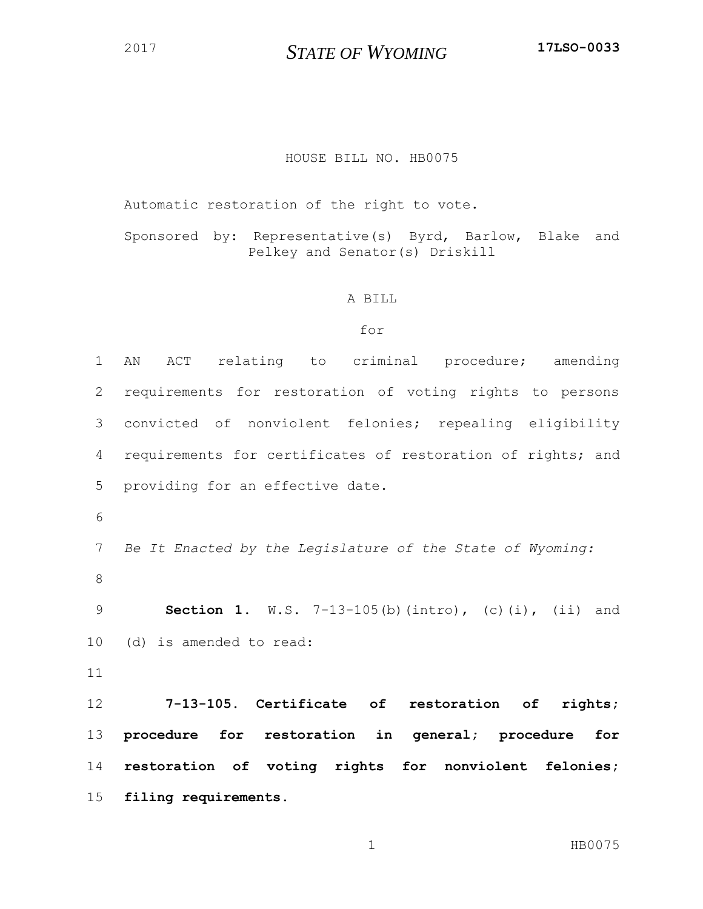2017 **STATE OF WYOMING** **17LSO-0033**

HOUSE BILL NO. HB0075

Automatic restoration of the right to vote.

Sponsored by: Representative(s) Byrd, Barlow, Blake and Pelkey and Senator(s) Driskill

A BILL

for

1 AN ACT relating to criminal procedure; amending
2 requirements for restoration of voting rights to persons
3 convicted of nonviolent felonies; repealing eligibility
4 requirements for certificates of restoration of rights; and
5 providing for an effective date.
6
7 *Be It Enacted by the Legislature of the State of Wyoming:*
8
9 **Section 1.** W.S. 7-13-105(b)(intro), (c)(i), (ii) and
10 (d) is amended to read:
11
12 **7-13-105. Certificate of restoration of rights;**
13 **procedure for restoration in general; procedure for**
14 **restoration of voting rights for nonviolent felonies;**
15 **filing requirements.**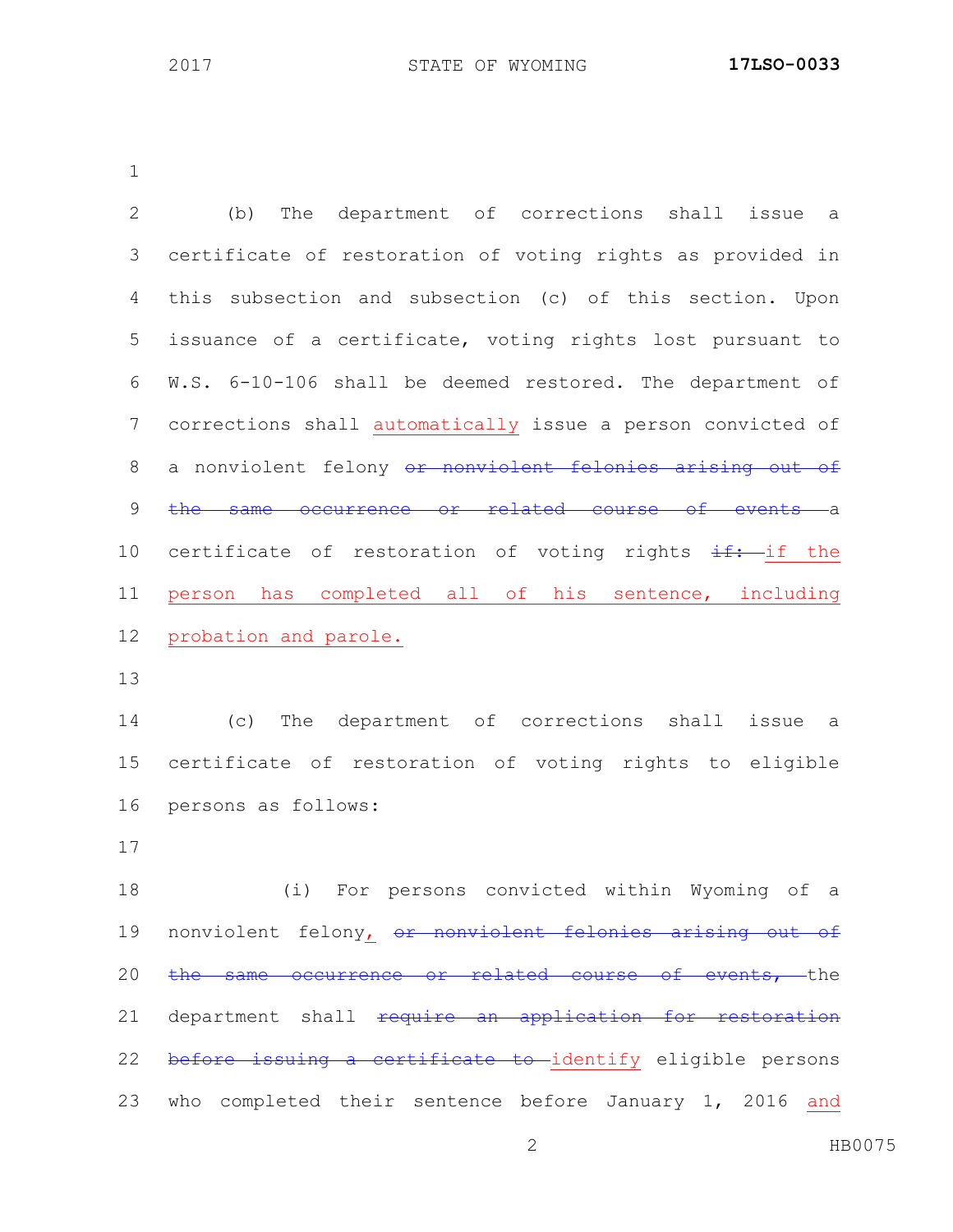(b) The department of corrections shall issue a certificate of restoration of voting rights as provided in this subsection and subsection (c) of this section. Upon issuance of a certificate, voting rights lost pursuant to W.S. 6-10-106 shall be deemed restored. The department of corrections shall <u>automatically</u> issue a person convicted of a nonviolent felony ~~or nonviolent felonies arising out of the same occurrence or related course of events~~ a certificate of restoration of voting rights ~~if:~~ <u>if the person has completed all of his sentence, including probation and parole.</u>

(c) The department of corrections shall issue a certificate of restoration of voting rights to eligible persons as follows:

(i) For persons convicted within Wyoming of a nonviolent felony<u>,</u> ~~or nonviolent felonies arising out of the same occurrence or related course of events,~~ the department shall ~~require an application for restoration before issuing a certificate to~~ <u>identify</u> eligible persons who completed their sentence before January 1, 2016 <u>and</u>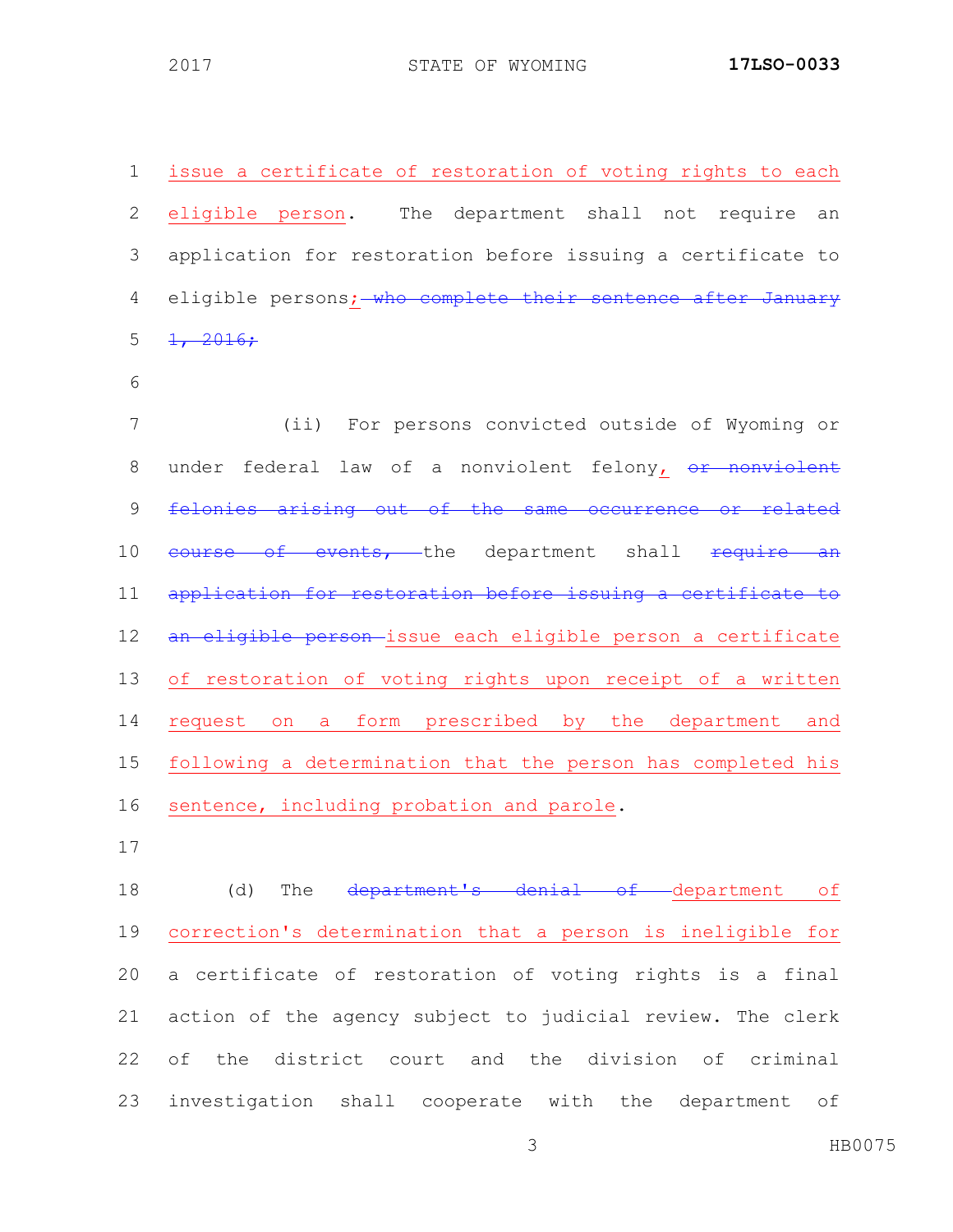issue a certificate of restoration of voting rights to each eligible person. The department shall not require an application for restoration before issuing a certificate to eligible persons; ~~who complete their sentence after January 1, 2016;~~

(ii) For persons convicted outside of Wyoming or under federal law of a nonviolent felony, ~~or nonviolent felonies arising out of the same occurrence or related course of events,~~ the department shall ~~require an application for restoration before issuing a certificate to an eligible person~~ issue each eligible person a certificate of restoration of voting rights upon receipt of a written request on a form prescribed by the department and following a determination that the person has completed his sentence, including probation and parole.

(d) The ~~department's denial of~~ department of correction's determination that a person is ineligible for a certificate of restoration of voting rights is a final action of the agency subject to judicial review. The clerk of the district court and the division of criminal investigation shall cooperate with the department of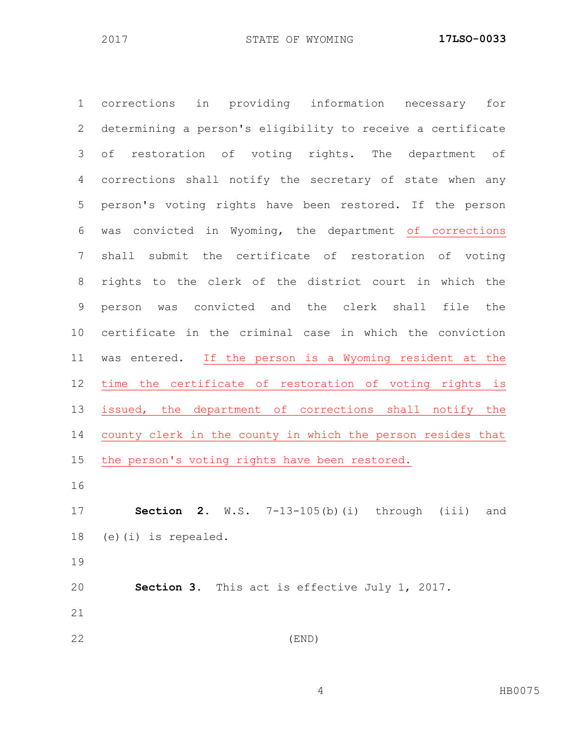corrections in providing information necessary for determining a person's eligibility to receive a certificate of restoration of voting rights. The department of corrections shall notify the secretary of state when any person's voting rights have been restored. If the person was convicted in Wyoming, the department of corrections shall submit the certificate of restoration of voting rights to the clerk of the district court in which the person was convicted and the clerk shall file the certificate in the criminal case in which the conviction was entered. If the person is a Wyoming resident at the time the certificate of restoration of voting rights is issued, the department of corrections shall notify the county clerk in the county in which the person resides that the person's voting rights have been restored.

**Section 2.** W.S. 7-13-105(b)(i) through (iii) and (e)(i) is repealed.

**Section 3.** This act is effective July 1, 2017.

(END)